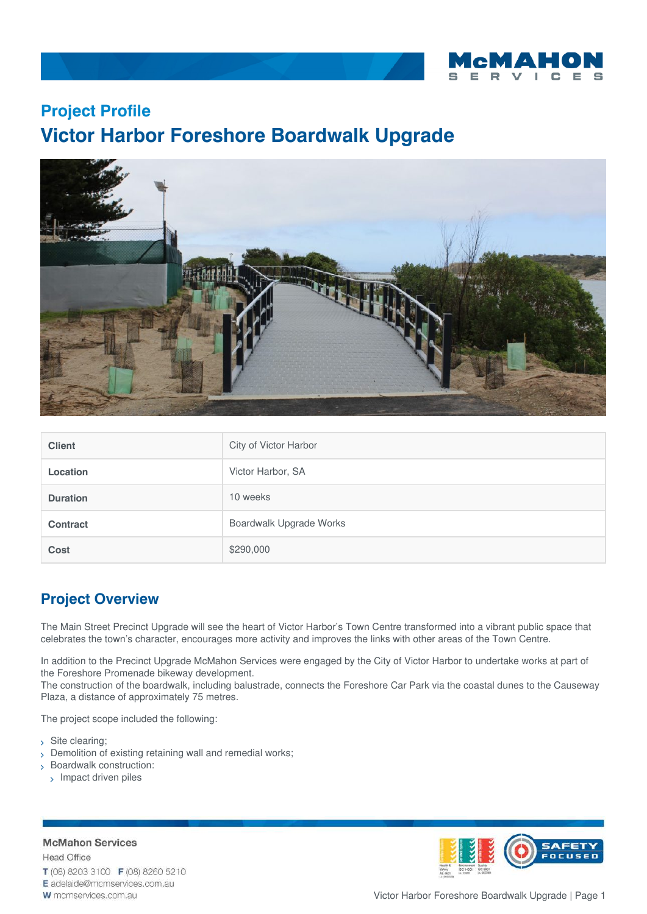## Project Profile

# Victor Harbor Foreshore Boardwalk Upgrade

| | |
|---|---|
| **Client** | City of Victor Harbor |
| **Location** | Victor Harbor, SA |
| **Duration** | 10 weeks |
| **Contract** | Boardwalk Upgrade Works |
| **Cost** | $290,000 |

## Project Overview

The Main Street Precinct Upgrade will see the heart of Victor Harbor's Town Centre transformed into a vibrant public space that celebrates the town's character, encourages more activity and improves the links with other areas of the Town Centre.

In addition to the Precinct Upgrade McMahon Services were engaged by the City of Victor Harbor to undertake works at part of the Foreshore Promenade bikeway development.
The construction of the boardwalk, including balustrade, connects the Foreshore Car Park via the coastal dunes to the Causeway Plaza, a distance of approximately 75 metres.

The project scope included the following:

- Site clearing;
- Demolition of existing retaining wall and remedial works;
- Boardwalk construction:
  - Impact driven piles

**McMahon Services**
Head Office
**T** (08) 8203 3100 **F** (08) 8260 5210
**E** adelaide@mcmservices.com.au
**W** mcmservices.com.au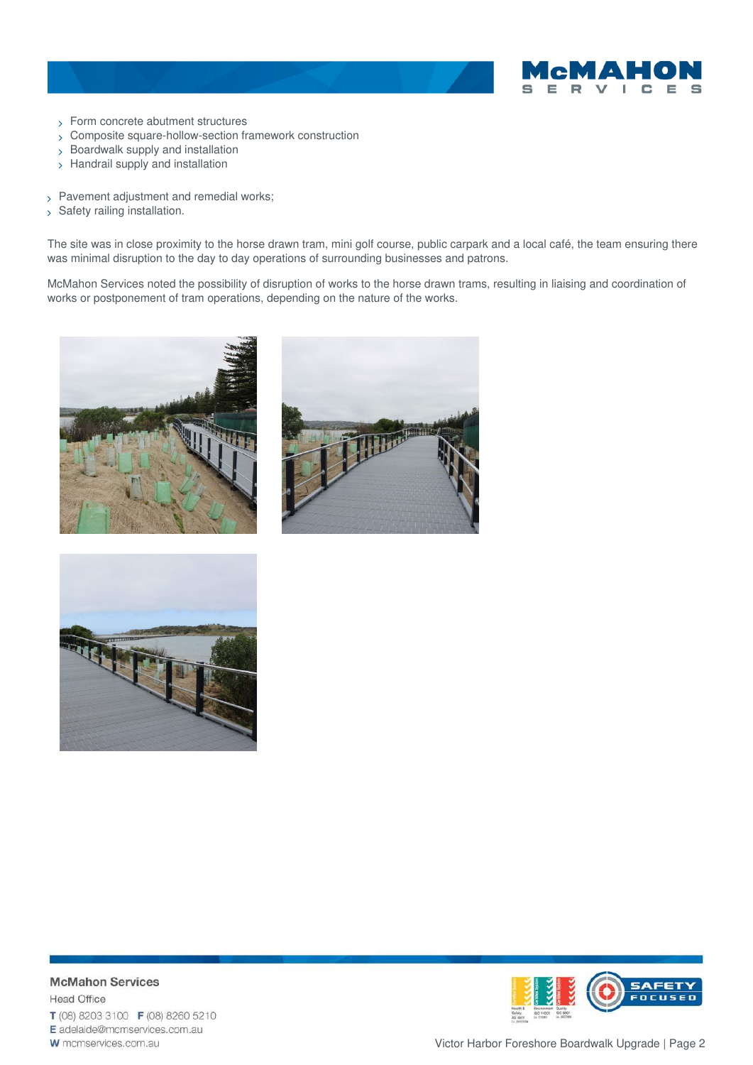- Form concrete abutment structures
- Composite square-hollow-section framework construction
- Boardwalk supply and installation
- Handrail supply and installation

- Pavement adjustment and remedial works;
- Safety railing installation.

The site was in close proximity to the horse drawn tram, mini golf course, public carpark and a local café, the team ensuring there was minimal disruption to the day to day operations of surrounding businesses and patrons.

McMahon Services noted the possibility of disruption of works to the horse drawn trams, resulting in liaising and coordination of works or postponement of tram operations, depending on the nature of the works.